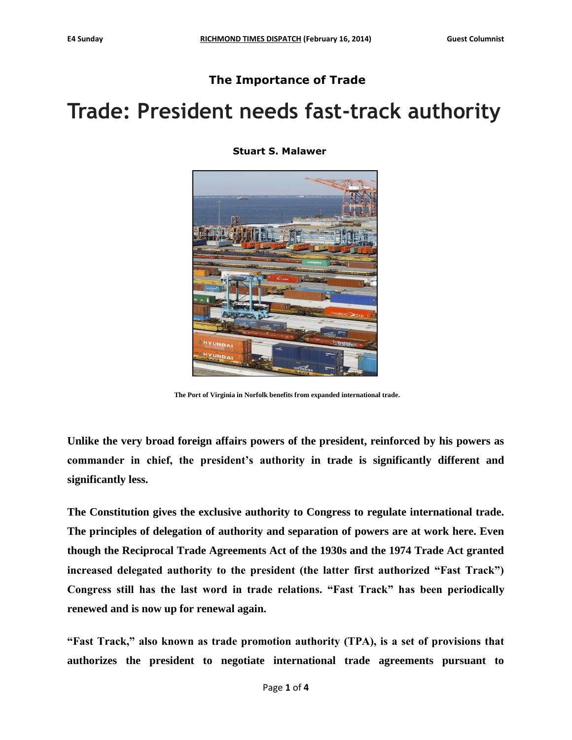## The Importance of Trade

# Trade: President needs fast-track authority

**Stuart S. Malawer**

The Port of Virginia in Norfolk benefits from expanded international trade.

**Unlike the very broad foreign affairs powers of the president, reinforced by his powers as commander in chief, the president's authority in trade is significantly different and significantly less.**

**The Constitution gives the exclusive authority to Congress to regulate international trade. The principles of delegation of authority and separation of powers are at work here. Even though the Reciprocal Trade Agreements Act of the 1930s and the 1974 Trade Act granted increased delegated authority to the president (the latter first authorized "Fast Track") Congress still has the last word in trade relations. "Fast Track" has been periodically renewed and is now up for renewal again.**

**"Fast Track," also known as trade promotion authority (TPA), is a set of provisions that authorizes the president to negotiate international trade agreements pursuant to**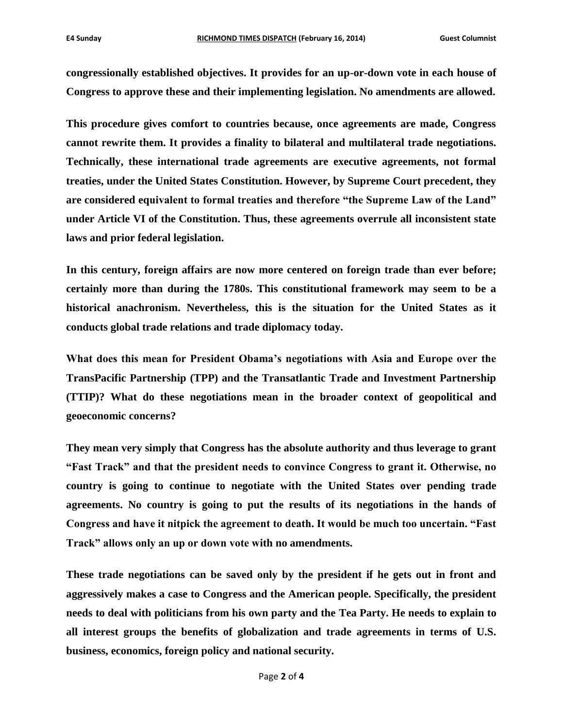**congressionally established objectives. It provides for an up-or-down vote in each house of Congress to approve these and their implementing legislation. No amendments are allowed.**

**This procedure gives comfort to countries because, once agreements are made, Congress cannot rewrite them. It provides a finality to bilateral and multilateral trade negotiations. Technically, these international trade agreements are executive agreements, not formal treaties, under the United States Constitution. However, by Supreme Court precedent, they are considered equivalent to formal treaties and therefore "the Supreme Law of the Land" under Article VI of the Constitution. Thus, these agreements overrule all inconsistent state laws and prior federal legislation.**

**In this century, foreign affairs are now more centered on foreign trade than ever before; certainly more than during the 1780s. This constitutional framework may seem to be a historical anachronism. Nevertheless, this is the situation for the United States as it conducts global trade relations and trade diplomacy today.**

**What does this mean for President Obama's negotiations with Asia and Europe over the TransPacific Partnership (TPP) and the Transatlantic Trade and Investment Partnership (TTIP)? What do these negotiations mean in the broader context of geopolitical and geoeconomic concerns?**

**They mean very simply that Congress has the absolute authority and thus leverage to grant "Fast Track" and that the president needs to convince Congress to grant it. Otherwise, no country is going to continue to negotiate with the United States over pending trade agreements. No country is going to put the results of its negotiations in the hands of Congress and have it nitpick the agreement to death. It would be much too uncertain. "Fast Track" allows only an up or down vote with no amendments.**

**These trade negotiations can be saved only by the president if he gets out in front and aggressively makes a case to Congress and the American people. Specifically, the president needs to deal with politicians from his own party and the Tea Party. He needs to explain to all interest groups the benefits of globalization and trade agreements in terms of U.S. business, economics, foreign policy and national security.**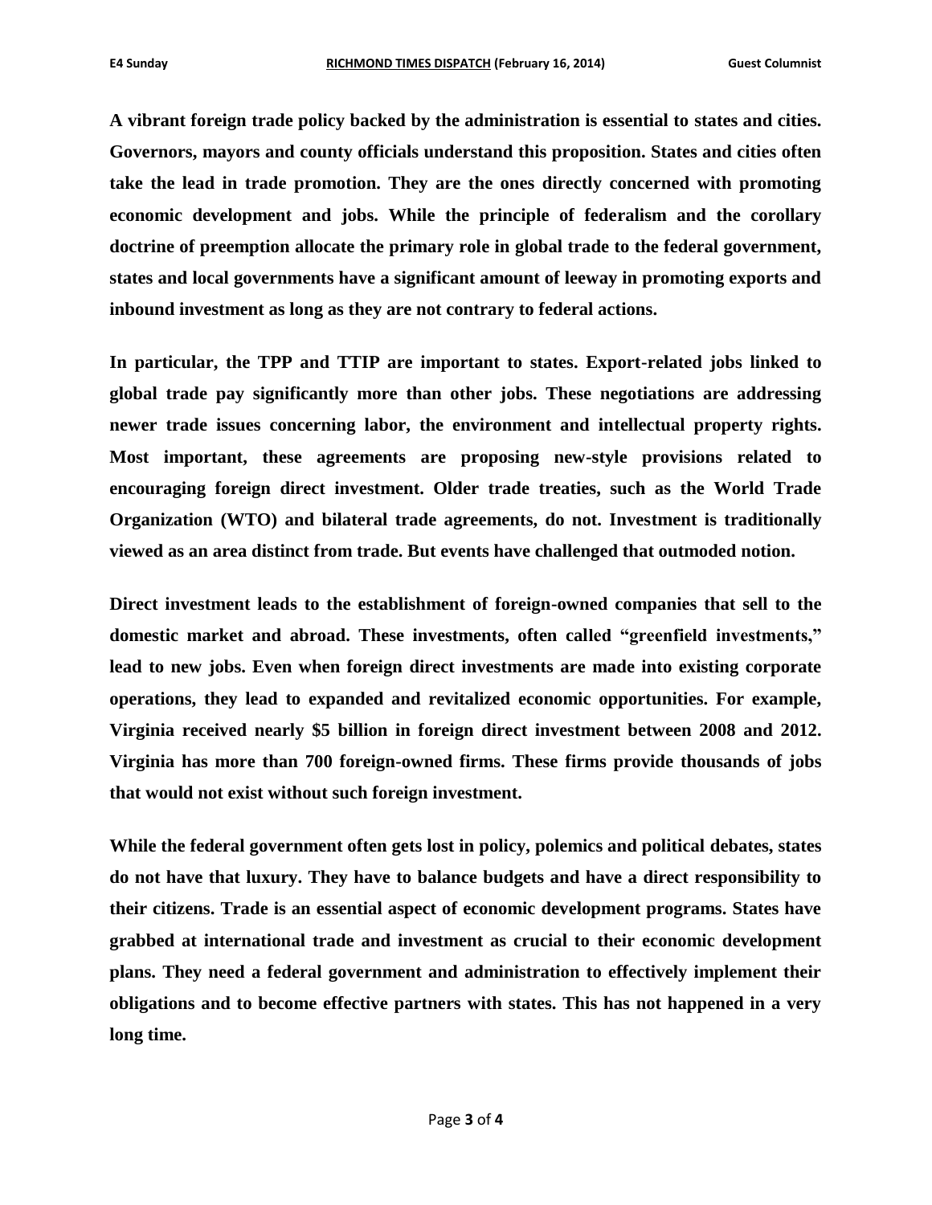**A vibrant foreign trade policy backed by the administration is essential to states and cities. Governors, mayors and county officials understand this proposition. States and cities often take the lead in trade promotion. They are the ones directly concerned with promoting economic development and jobs. While the principle of federalism and the corollary doctrine of preemption allocate the primary role in global trade to the federal government, states and local governments have a significant amount of leeway in promoting exports and inbound investment as long as they are not contrary to federal actions.**

**In particular, the TPP and TTIP are important to states. Export-related jobs linked to global trade pay significantly more than other jobs. These negotiations are addressing newer trade issues concerning labor, the environment and intellectual property rights. Most important, these agreements are proposing new-style provisions related to encouraging foreign direct investment. Older trade treaties, such as the World Trade Organization (WTO) and bilateral trade agreements, do not. Investment is traditionally viewed as an area distinct from trade. But events have challenged that outmoded notion.**

**Direct investment leads to the establishment of foreign-owned companies that sell to the domestic market and abroad. These investments, often called "greenfield investments," lead to new jobs. Even when foreign direct investments are made into existing corporate operations, they lead to expanded and revitalized economic opportunities. For example, Virginia received nearly $5 billion in foreign direct investment between 2008 and 2012. Virginia has more than 700 foreign-owned firms. These firms provide thousands of jobs that would not exist without such foreign investment.**

**While the federal government often gets lost in policy, polemics and political debates, states do not have that luxury. They have to balance budgets and have a direct responsibility to their citizens. Trade is an essential aspect of economic development programs. States have grabbed at international trade and investment as crucial to their economic development plans. They need a federal government and administration to effectively implement their obligations and to become effective partners with states. This has not happened in a very long time.**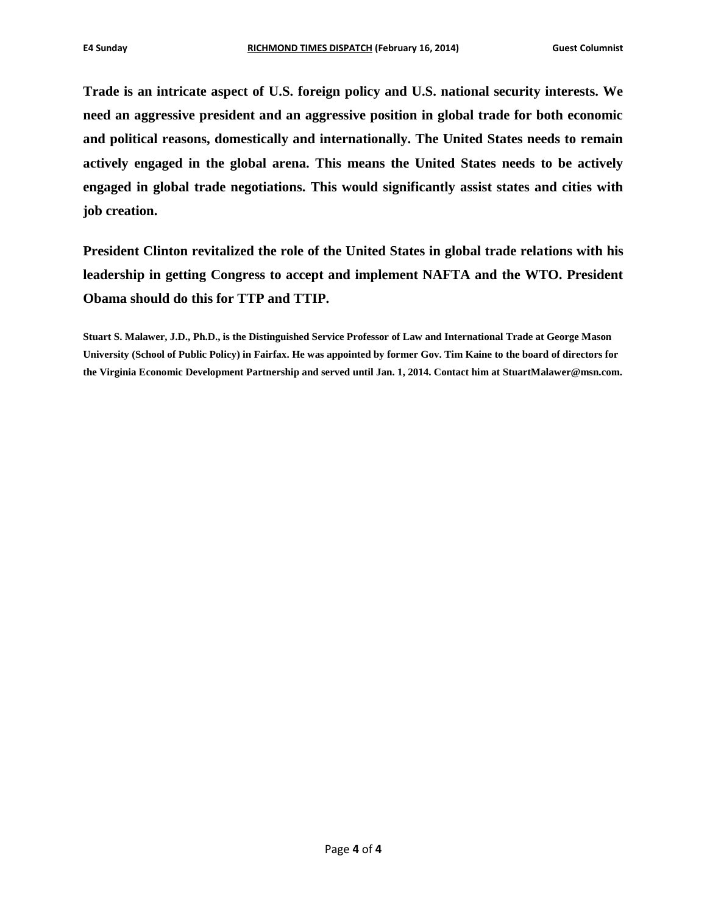**Trade is an intricate aspect of U.S. foreign policy and U.S. national security interests. We need an aggressive president and an aggressive position in global trade for both economic and political reasons, domestically and internationally. The United States needs to remain actively engaged in the global arena. This means the United States needs to be actively engaged in global trade negotiations. This would significantly assist states and cities with job creation.**

**President Clinton revitalized the role of the United States in global trade relations with his leadership in getting Congress to accept and implement NAFTA and the WTO. President Obama should do this for TTP and TTIP.**

**Stuart S. Malawer, J.D., Ph.D., is the Distinguished Service Professor of Law and International Trade at George Mason University (School of Public Policy) in Fairfax. He was appointed by former Gov. Tim Kaine to the board of directors for the Virginia Economic Development Partnership and served until Jan. 1, 2014. Contact him at StuartMalawer@msn.com.**